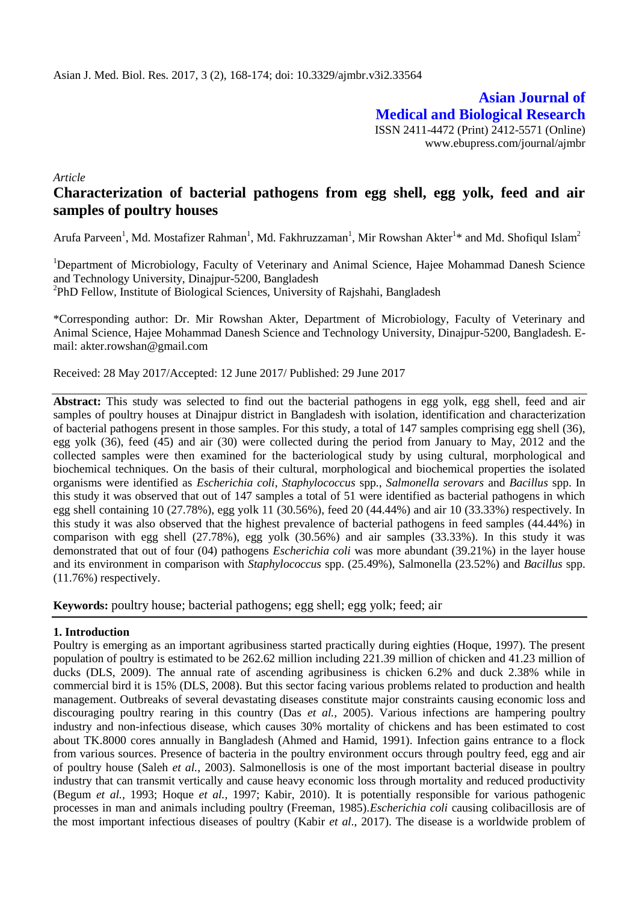# Asian Journal of Medical and Biological Research

ISSN 2411-4472 (Print) 2412-5571 (Online)
www.ebupress.com/journal/ajmbr

*Article*

## Characterization of bacterial pathogens from egg shell, egg yolk, feed and air samples of poultry houses

Arufa Parveen[1], Md. Mostafizer Rahman[1], Md. Fakhruzzaman[1], Mir Rowshan Akter[1]* and Md. Shofiqul Islam[2]

[1]Department of Microbiology, Faculty of Veterinary and Animal Science, Hajee Mohammad Danesh Science and Technology University, Dinajpur-5200, Bangladesh

[2]PhD Fellow, Institute of Biological Sciences, University of Rajshahi, Bangladesh

*Corresponding author: Dr. Mir Rowshan Akter, Department of Microbiology, Faculty of Veterinary and Animal Science, Hajee Mohammad Danesh Science and Technology University, Dinajpur-5200, Bangladesh. E-mail: akter.rowshan@gmail.com

Received: 28 May 2017/Accepted: 12 June 2017/ Published: 29 June 2017

**Abstract:** This study was selected to find out the bacterial pathogens in egg yolk, egg shell, feed and air samples of poultry houses at Dinajpur district in Bangladesh with isolation, identification and characterization of bacterial pathogens present in those samples. For this study, a total of 147 samples comprising egg shell (36), egg yolk (36), feed (45) and air (30) were collected during the period from January to May, 2012 and the collected samples were then examined for the bacteriological study by using cultural, morphological and biochemical techniques. On the basis of their cultural, morphological and biochemical properties the isolated organisms were identified as *Escherichia coli*, *Staphylococcus* spp., *Salmonella serovars* and *Bacillus* spp. In this study it was observed that out of 147 samples a total of 51 were identified as bacterial pathogens in which egg shell containing 10 (27.78%), egg yolk 11 (30.56%), feed 20 (44.44%) and air 10 (33.33%) respectively. In this study it was also observed that the highest prevalence of bacterial pathogens in feed samples (44.44%) in comparison with egg shell (27.78%), egg yolk (30.56%) and air samples (33.33%). In this study it was demonstrated that out of four (04) pathogens *Escherichia coli* was more abundant (39.21%) in the layer house and its environment in comparison with *Staphylococcus* spp. (25.49%), Salmonella (23.52%) and *Bacillus* spp. (11.76%) respectively.

**Keywords:** poultry house; bacterial pathogens; egg shell; egg yolk; feed; air

## 1. Introduction

Poultry is emerging as an important agribusiness started practically during eighties (Hoque, 1997). The present population of poultry is estimated to be 262.62 million including 221.39 million of chicken and 41.23 million of ducks (DLS, 2009). The annual rate of ascending agribusiness is chicken 6.2% and duck 2.38% while in commercial bird it is 15% (DLS, 2008). But this sector facing various problems related to production and health management. Outbreaks of several devastating diseases constitute major constraints causing economic loss and discouraging poultry rearing in this country (Das *et al.,* 2005). Various infections are hampering poultry industry and non-infectious disease, which causes 30% mortality of chickens and has been estimated to cost about TK.8000 cores annually in Bangladesh (Ahmed and Hamid, 1991). Infection gains entrance to a flock from various sources. Presence of bacteria in the poultry environment occurs through poultry feed, egg and air of poultry house (Saleh *et al.*, 2003). Salmonellosis is one of the most important bacterial disease in poultry industry that can transmit vertically and cause heavy economic loss through mortality and reduced productivity (Begum *et al.,* 1993; Hoque *et al.,* 1997; Kabir, 2010). It is potentially responsible for various pathogenic processes in man and animals including poultry (Freeman, 1985).*Escherichia coli* causing colibacillosis are of the most important infectious diseases of poultry (Kabir *et al*., 2017). The disease is a worldwide problem of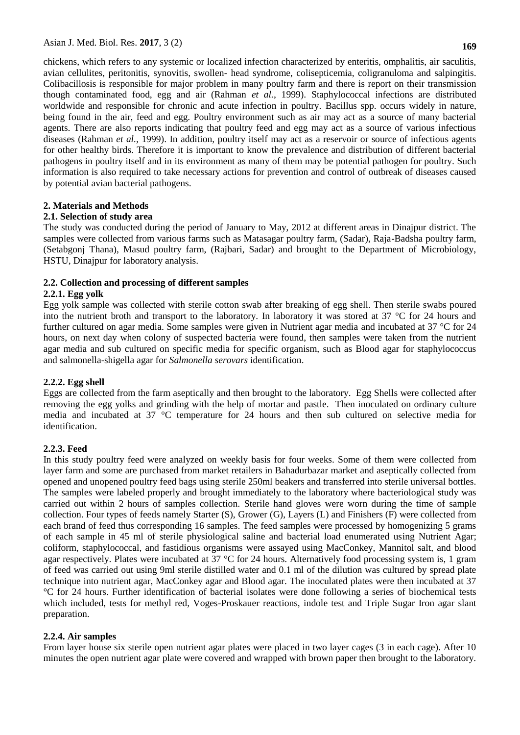chickens, which refers to any systemic or localized infection characterized by enteritis, omphalitis, air saculitis, avian cellulites, peritonitis, synovitis, swollen- head syndrome, colisepticemia, coligranuloma and salpingitis. Colibacillosis is responsible for major problem in many poultry farm and there is report on their transmission though contaminated food, egg and air (Rahman *et al.*, 1999). Staphylococcal infections are distributed worldwide and responsible for chronic and acute infection in poultry. Bacillus spp. occurs widely in nature, being found in the air, feed and egg. Poultry environment such as air may act as a source of many bacterial agents. There are also reports indicating that poultry feed and egg may act as a source of various infectious diseases (Rahman *et al.*, 1999). In addition, poultry itself may act as a reservoir or source of infectious agents for other healthy birds. Therefore it is important to know the prevalence and distribution of different bacterial pathogens in poultry itself and in its environment as many of them may be potential pathogen for poultry. Such information is also required to take necessary actions for prevention and control of outbreak of diseases caused by potential avian bacterial pathogens.

## 2. Materials and Methods

### 2.1. Selection of study area

The study was conducted during the period of January to May, 2012 at different areas in Dinajpur district. The samples were collected from various farms such as Matasagar poultry farm, (Sadar), Raja-Badsha poultry farm, (Setabgonj Thana), Masud poultry farm, (Rajbari, Sadar) and brought to the Department of Microbiology, HSTU, Dinajpur for laboratory analysis.

### 2.2. Collection and processing of different samples

#### 2.2.1. Egg yolk

Egg yolk sample was collected with sterile cotton swab after breaking of egg shell. Then sterile swabs poured into the nutrient broth and transport to the laboratory. In laboratory it was stored at 37 °C for 24 hours and further cultured on agar media. Some samples were given in Nutrient agar media and incubated at 37 °C for 24 hours, on next day when colony of suspected bacteria were found, then samples were taken from the nutrient agar media and sub cultured on specific media for specific organism, such as Blood agar for staphylococcus and salmonella-shigella agar for *Salmonella serovars* identification.

#### 2.2.2. Egg shell

Eggs are collected from the farm aseptically and then brought to the laboratory. Egg Shells were collected after removing the egg yolks and grinding with the help of mortar and pastle. Then inoculated on ordinary culture media and incubated at 37 °C temperature for 24 hours and then sub cultured on selective media for identification.

#### 2.2.3. Feed

In this study poultry feed were analyzed on weekly basis for four weeks. Some of them were collected from layer farm and some are purchased from market retailers in Bahadurbazar market and aseptically collected from opened and unopened poultry feed bags using sterile 250ml beakers and transferred into sterile universal bottles. The samples were labeled properly and brought immediately to the laboratory where bacteriological study was carried out within 2 hours of samples collection. Sterile hand gloves were worn during the time of sample collection. Four types of feeds namely Starter (S), Grower (G), Layers (L) and Finishers (F) were collected from each brand of feed thus corresponding 16 samples. The feed samples were processed by homogenizing 5 grams of each sample in 45 ml of sterile physiological saline and bacterial load enumerated using Nutrient Agar; coliform, staphylococcal, and fastidious organisms were assayed using MacConkey, Mannitol salt, and blood agar respectively. Plates were incubated at 37 °C for 24 hours. Alternatively food processing system is, 1 gram of feed was carried out using 9ml sterile distilled water and 0.1 ml of the dilution was cultured by spread plate technique into nutrient agar, MacConkey agar and Blood agar. The inoculated plates were then incubated at 37 °C for 24 hours. Further identification of bacterial isolates were done following a series of biochemical tests which included, tests for methyl red, Voges-Proskauer reactions, indole test and Triple Sugar Iron agar slant preparation.

#### 2.2.4. Air samples

From layer house six sterile open nutrient agar plates were placed in two layer cages (3 in each cage). After 10 minutes the open nutrient agar plate were covered and wrapped with brown paper then brought to the laboratory.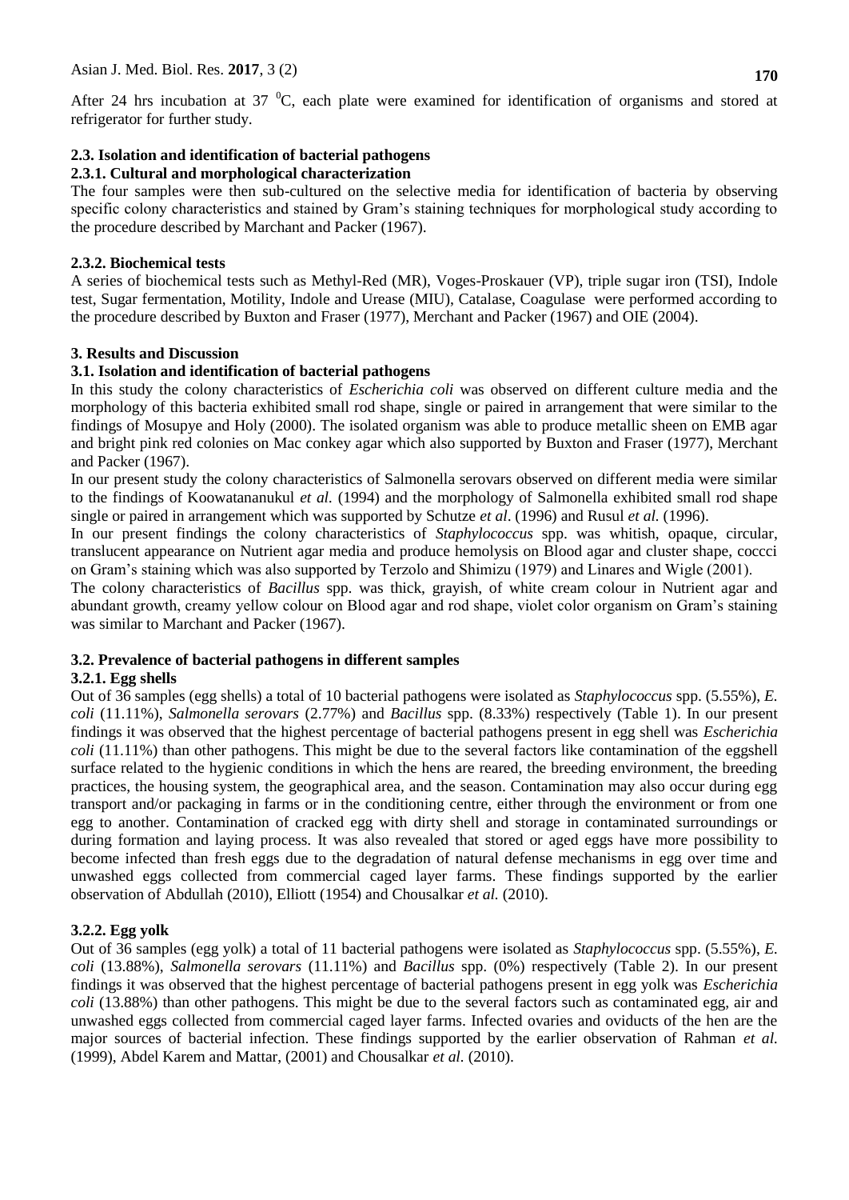After 24 hrs incubation at 37 $^{0}$C, each plate were examined for identification of organisms and stored at refrigerator for further study.

### 2.3. Isolation and identification of bacterial pathogens

#### 2.3.1. Cultural and morphological characterization

The four samples were then sub-cultured on the selective media for identification of bacteria by observing specific colony characteristics and stained by Gram's staining techniques for morphological study according to the procedure described by Marchant and Packer (1967).

#### 2.3.2. Biochemical tests

A series of biochemical tests such as Methyl-Red (MR), Voges-Proskauer (VP), triple sugar iron (TSI), Indole test, Sugar fermentation, Motility, Indole and Urease (MIU), Catalase, Coagulase were performed according to the procedure described by Buxton and Fraser (1977), Merchant and Packer (1967) and OIE (2004).

## 3. Results and Discussion

### 3.1. Isolation and identification of bacterial pathogens

In this study the colony characteristics of *Escherichia coli* was observed on different culture media and the morphology of this bacteria exhibited small rod shape, single or paired in arrangement that were similar to the findings of Mosupye and Holy (2000). The isolated organism was able to produce metallic sheen on EMB agar and bright pink red colonies on Mac conkey agar which also supported by Buxton and Fraser (1977), Merchant and Packer (1967).

In our present study the colony characteristics of Salmonella serovars observed on different media were similar to the findings of Koowatananukul *et al.* (1994) and the morphology of Salmonella exhibited small rod shape single or paired in arrangement which was supported by Schutze *et al*. (1996) and Rusul *et al.* (1996).

In our present findings the colony characteristics of *Staphylococcus* spp. was whitish, opaque, circular, translucent appearance on Nutrient agar media and produce hemolysis on Blood agar and cluster shape, coccci on Gram's staining which was also supported by Terzolo and Shimizu (1979) and Linares and Wigle (2001).

The colony characteristics of *Bacillus* spp. was thick, grayish, of white cream colour in Nutrient agar and abundant growth, creamy yellow colour on Blood agar and rod shape, violet color organism on Gram's staining was similar to Marchant and Packer (1967).

### 3.2. Prevalence of bacterial pathogens in different samples

#### 3.2.1. Egg shells

Out of 36 samples (egg shells) a total of 10 bacterial pathogens were isolated as *Staphylococcus* spp. (5.55%), *E. coli* (11.11%), *Salmonella serovars* (2.77%) and *Bacillus* spp. (8.33%) respectively (Table 1). In our present findings it was observed that the highest percentage of bacterial pathogens present in egg shell was *Escherichia coli* (11.11%) than other pathogens. This might be due to the several factors like contamination of the eggshell surface related to the hygienic conditions in which the hens are reared, the breeding environment, the breeding practices, the housing system, the geographical area, and the season. Contamination may also occur during egg transport and/or packaging in farms or in the conditioning centre, either through the environment or from one egg to another. Contamination of cracked egg with dirty shell and storage in contaminated surroundings or during formation and laying process. It was also revealed that stored or aged eggs have more possibility to become infected than fresh eggs due to the degradation of natural defense mechanisms in egg over time and unwashed eggs collected from commercial caged layer farms. These findings supported by the earlier observation of Abdullah (2010), Elliott (1954) and Chousalkar *et al.* (2010).

#### 3.2.2. Egg yolk

Out of 36 samples (egg yolk) a total of 11 bacterial pathogens were isolated as *Staphylococcus* spp. (5.55%), *E. coli* (13.88%), *Salmonella serovars* (11.11%) and *Bacillus* spp. (0%) respectively (Table 2). In our present findings it was observed that the highest percentage of bacterial pathogens present in egg yolk was *Escherichia coli* (13.88%) than other pathogens. This might be due to the several factors such as contaminated egg, air and unwashed eggs collected from commercial caged layer farms. Infected ovaries and oviducts of the hen are the major sources of bacterial infection. These findings supported by the earlier observation of Rahman *et al.* (1999), Abdel Karem and Mattar, (2001) and Chousalkar *et al.* (2010).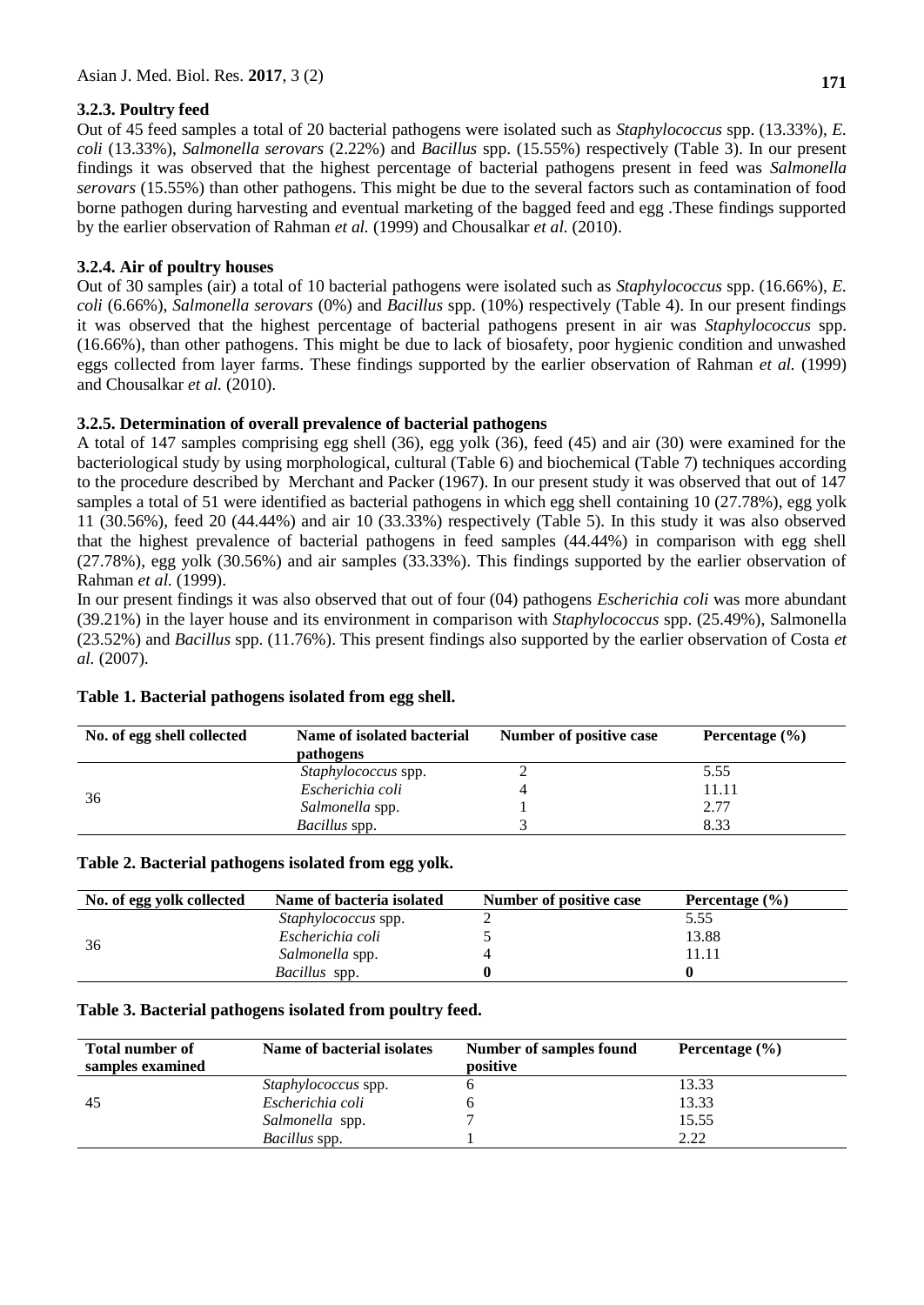### 3.2.3. Poultry feed

Out of 45 feed samples a total of 20 bacterial pathogens were isolated such as *Staphylococcus* spp. (13.33%), *E. coli* (13.33%), *Salmonella serovars* (2.22%) and *Bacillus* spp. (15.55%) respectively (Table 3). In our present findings it was observed that the highest percentage of bacterial pathogens present in feed was *Salmonella serovars* (15.55%) than other pathogens. This might be due to the several factors such as contamination of food borne pathogen during harvesting and eventual marketing of the bagged feed and egg .These findings supported by the earlier observation of Rahman *et al.* (1999) and Chousalkar *et al.* (2010).

### 3.2.4. Air of poultry houses

Out of 30 samples (air) a total of 10 bacterial pathogens were isolated such as *Staphylococcus* spp. (16.66%), *E. coli* (6.66%), *Salmonella serovars* (0%) and *Bacillus* spp. (10%) respectively (Table 4). In our present findings it was observed that the highest percentage of bacterial pathogens present in air was *Staphylococcus* spp. (16.66%), than other pathogens. This might be due to lack of biosafety, poor hygienic condition and unwashed eggs collected from layer farms. These findings supported by the earlier observation of Rahman *et al.* (1999) and Chousalkar *et al.* (2010).

### 3.2.5. Determination of overall prevalence of bacterial pathogens

A total of 147 samples comprising egg shell (36), egg yolk (36), feed (45) and air (30) were examined for the bacteriological study by using morphological, cultural (Table 6) and biochemical (Table 7) techniques according to the procedure described by Merchant and Packer (1967). In our present study it was observed that out of 147 samples a total of 51 were identified as bacterial pathogens in which egg shell containing 10 (27.78%), egg yolk 11 (30.56%), feed 20 (44.44%) and air 10 (33.33%) respectively (Table 5). In this study it was also observed that the highest prevalence of bacterial pathogens in feed samples (44.44%) in comparison with egg shell (27.78%), egg yolk (30.56%) and air samples (33.33%). This findings supported by the earlier observation of Rahman *et al.* (1999).

In our present findings it was also observed that out of four (04) pathogens *Escherichia coli* was more abundant (39.21%) in the layer house and its environment in comparison with *Staphylococcus* spp. (25.49%), Salmonella (23.52%) and *Bacillus* spp. (11.76%). This present findings also supported by the earlier observation of Costa *et al.* (2007).

**Table 1. Bacterial pathogens isolated from egg shell.**

| No. of egg shell collected | Name of isolated bacterial pathogens | Number of positive case | Percentage (%) |
|---|---|---|---|
| 36 | *Staphylococcus* spp. | 2 | 5.55 |
| | *Escherichia coli* | 4 | 11.11 |
| | *Salmonella* spp. | 1 | 2.77 |
| | *Bacillus* spp. | 3 | 8.33 |

**Table 2. Bacterial pathogens isolated from egg yolk.**

| No. of egg yolk collected | Name of bacteria isolated | Number of positive case | Percentage (%) |
|---|---|---|---|
| 36 | *Staphylococcus* spp. | 2 | 5.55 |
| | *Escherichia coli* | 5 | 13.88 |
| | *Salmonella* spp. | 4 | 11.11 |
| | *Bacillus* spp. | **0** | **0** |

**Table 3. Bacterial pathogens isolated from poultry feed.**

| Total number of samples examined | Name of bacterial isolates | Number of samples found positive | Percentage (%) |
|---|---|---|---|
| 45 | *Staphylococcus* spp. | 6 | 13.33 |
| | *Escherichia coli* | 6 | 13.33 |
| | *Salmonella* spp. | 7 | 15.55 |
| | *Bacillus* spp. | 1 | 2.22 |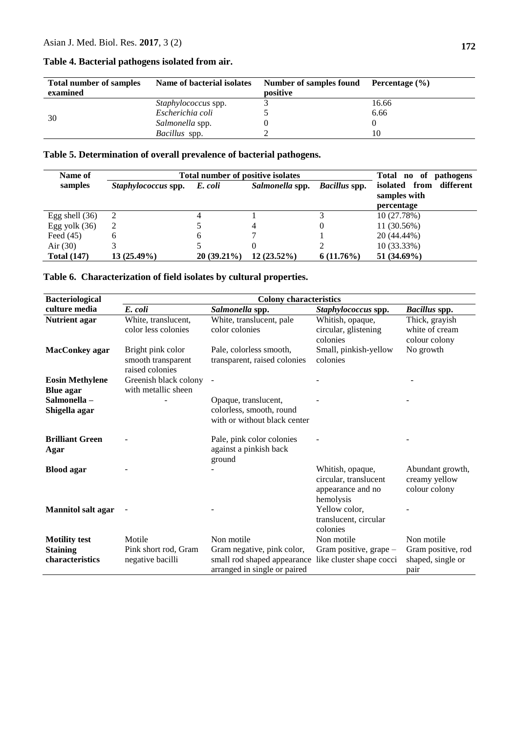**Table 4. Bacterial pathogens isolated from air.**

| Total number of samples examined | Name of bacterial isolates | Number of samples found positive | Percentage (%) |
|---|---|---|---|
| 30 | *Staphylococcus* spp. | 3 | 16.66 |
| | *Escherichia coli* | 5 | 6.66 |
| | *Salmonella* spp. | 0 | 0 |
| | *Bacillus* spp. | 2 | 10 |

**Table 5. Determination of overall prevalence of bacterial pathogens.**

| Name of samples | Total number of positive isolates | | | | Total no of pathogens isolated from different samples with percentage |
|---|---|---|---|---|---|
| | *Staphylococcus* spp. | *E. coli* | *Salmonella* spp. | *Bacillus* spp. | |
| Egg shell (36) | 2 | 4 | 1 | 3 | 10 (27.78%) |
| Egg yolk (36) | 2 | 5 | 4 | 0 | 11 (30.56%) |
| Feed (45) | 6 | 6 | 7 | 1 | 20 (44.44%) |
| Air (30) | 3 | 5 | 0 | 2 | 10 (33.33%) |
| **Total (147)** | **13 (25.49%)** | **20 (39.21%)** | **12 (23.52%)** | **6 (11.76%)** | **51 (34.69%)** |

**Table 6. Characterization of field isolates by cultural properties.**

| Bacteriological culture media | Colony characteristics | | | |
|---|---|---|---|---|
| | *E. coli* | *Salmonella* spp. | *Staphylococcus* spp. | *Bacillus* spp. |
| **Nutrient agar** | White, translucent, color less colonies | White, translucent, pale color colonies | Whitish, opaque, circular, glistening colonies | Thick, grayish white of cream colour colony |
| **MacConkey agar** | Bright pink color smooth transparent raised colonies | Pale, colorless smooth, transparent, raised colonies | Small, pinkish-yellow colonies | No growth |
| **Eosin Methylene Blue agar** | Greenish black colony with metallic sheen | - | - | - |
| **Salmonella – Shigella agar** | - | Opaque, translucent, colorless, smooth, round with or without black center | - | - |
| **Brilliant Green Agar** | - | Pale, pink color colonies against a pinkish back ground | - | - |
| **Blood agar** | - | - | Whitish, opaque, circular, translucent appearance and no hemolysis | Abundant growth, creamy yellow colour colony |
| **Mannitol salt agar** | - | - | Yellow color, translucent, circular colonies | - |
| **Motility test** | Motile | Non motile | Non motile | Non motile |
| **Staining characteristics** | Pink short rod, Gram negative bacilli | Gram negative, pink color, small rod shaped appearance arranged in single or paired | Gram positive, grape – like cluster shape cocci | Gram positive, rod shaped, single or pair |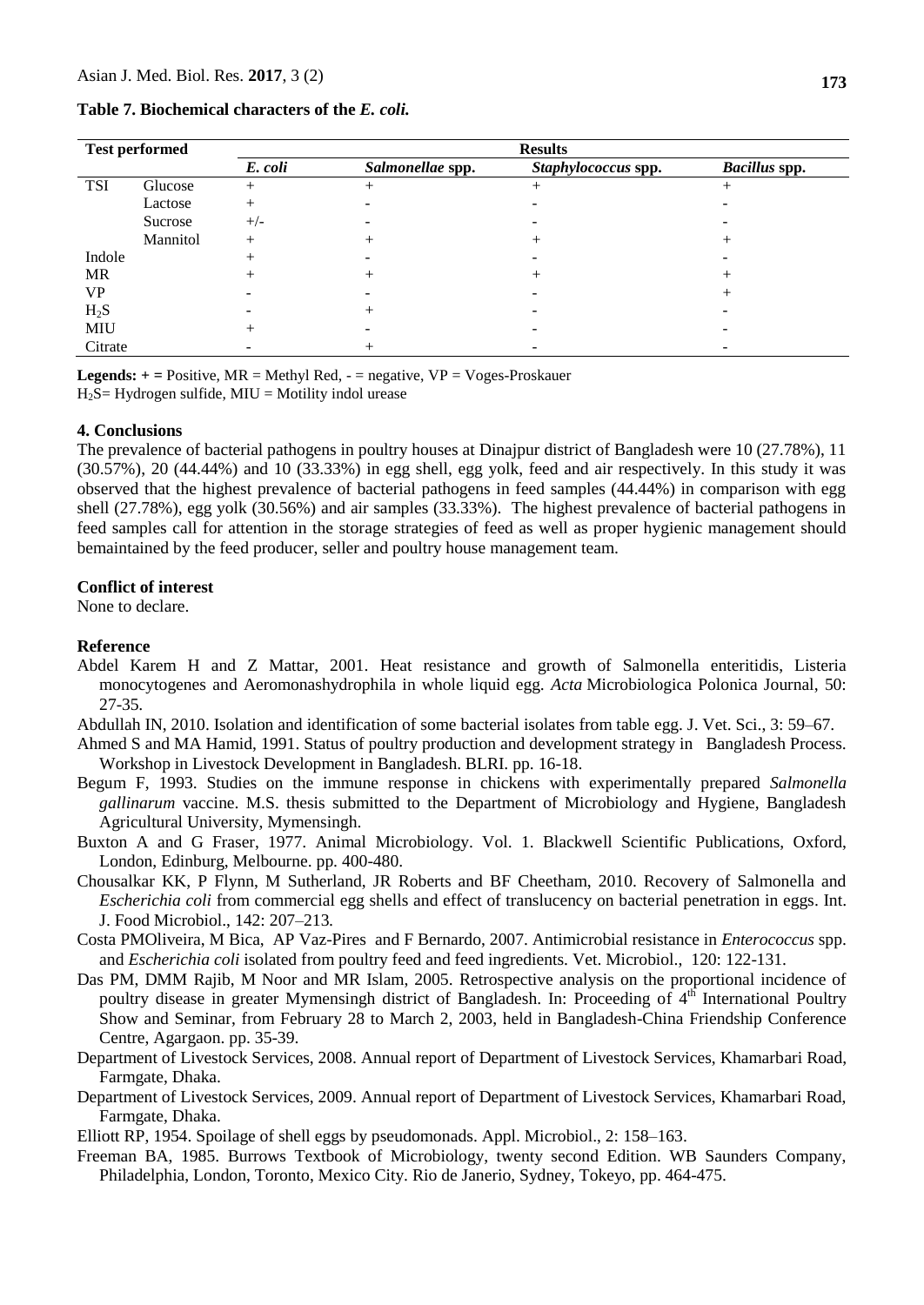**Table 7. Biochemical characters of the *E. coli.***

| Test performed | | Results | | | |
|---|---|---|---|---|---|
| | | *E. coli* | *Salmonellae* spp. | *Staphylococcus* spp. | *Bacillus* spp. |
| TSI | Glucose | + | + | + | + |
| | Lactose | + | - | - | - |
| | Sucrose | +/- | - | - | - |
| | Mannitol | + | + | + | + |
| Indole | | + | - | - | - |
| MR | | + | + | + | + |
| VP | | - | - | - | + |
| $H_2S$ | | - | + | - | - |
| MIU | | + | - | - | - |
| Citrate | | - | + | - | - |

**Legends: + =** Positive, MR = Methyl Red, - = negative, VP = Voges-Proskauer
$H_2S$= Hydrogen sulfide, MIU = Motility indol urease

## 4. Conclusions

The prevalence of bacterial pathogens in poultry houses at Dinajpur district of Bangladesh were 10 (27.78%), 11 (30.57%), 20 (44.44%) and 10 (33.33%) in egg shell, egg yolk, feed and air respectively. In this study it was observed that the highest prevalence of bacterial pathogens in feed samples (44.44%) in comparison with egg shell (27.78%), egg yolk (30.56%) and air samples (33.33%). The highest prevalence of bacterial pathogens in feed samples call for attention in the storage strategies of feed as well as proper hygienic management should bemaintained by the feed producer, seller and poultry house management team.

## Conflict of interest

None to declare.

## Reference

Abdel Karem H and Z Mattar, 2001. Heat resistance and growth of Salmonella enteritidis, Listeria monocytogenes and Aeromonashydrophila in whole liquid egg. *Acta* Microbiologica Polonica Journal, 50: 27-35.

Abdullah IN, 2010. Isolation and identification of some bacterial isolates from table egg. J. Vet. Sci., 3: 59–67.

Ahmed S and MA Hamid, 1991. Status of poultry production and development strategy in Bangladesh Process. Workshop in Livestock Development in Bangladesh. BLRI. pp. 16-18.

Begum F, 1993. Studies on the immune response in chickens with experimentally prepared *Salmonella gallinarum* vaccine. M.S. thesis submitted to the Department of Microbiology and Hygiene, Bangladesh Agricultural University, Mymensingh.

Buxton A and G Fraser, 1977. Animal Microbiology. Vol. 1. Blackwell Scientific Publications, Oxford, London, Edinburg, Melbourne. pp. 400-480.

Chousalkar KK, P Flynn, M Sutherland, JR Roberts and BF Cheetham, 2010. Recovery of Salmonella and *Escherichia coli* from commercial egg shells and effect of translucency on bacterial penetration in eggs. Int. J. Food Microbiol., 142: 207–213.

Costa PMOliveira, M Bica, AP Vaz-Pires and F Bernardo, 2007. Antimicrobial resistance in *Enterococcus* spp. and *Escherichia coli* isolated from poultry feed and feed ingredients. Vet. Microbiol., 120: 122-131.

Das PM, DMM Rajib, M Noor and MR Islam, 2005. Retrospective analysis on the proportional incidence of poultry disease in greater Mymensingh district of Bangladesh. In: Proceeding of 4th International Poultry Show and Seminar, from February 28 to March 2, 2003, held in Bangladesh-China Friendship Conference Centre, Agargaon. pp. 35-39.

Department of Livestock Services, 2008. Annual report of Department of Livestock Services, Khamarbari Road, Farmgate, Dhaka.

Department of Livestock Services, 2009. Annual report of Department of Livestock Services, Khamarbari Road, Farmgate, Dhaka.

Elliott RP, 1954. Spoilage of shell eggs by pseudomonads. Appl. Microbiol., 2: 158–163.

Freeman BA, 1985. Burrows Textbook of Microbiology, twenty second Edition. WB Saunders Company, Philadelphia, London, Toronto, Mexico City. Rio de Janerio, Sydney, Tokeyo, pp. 464-475.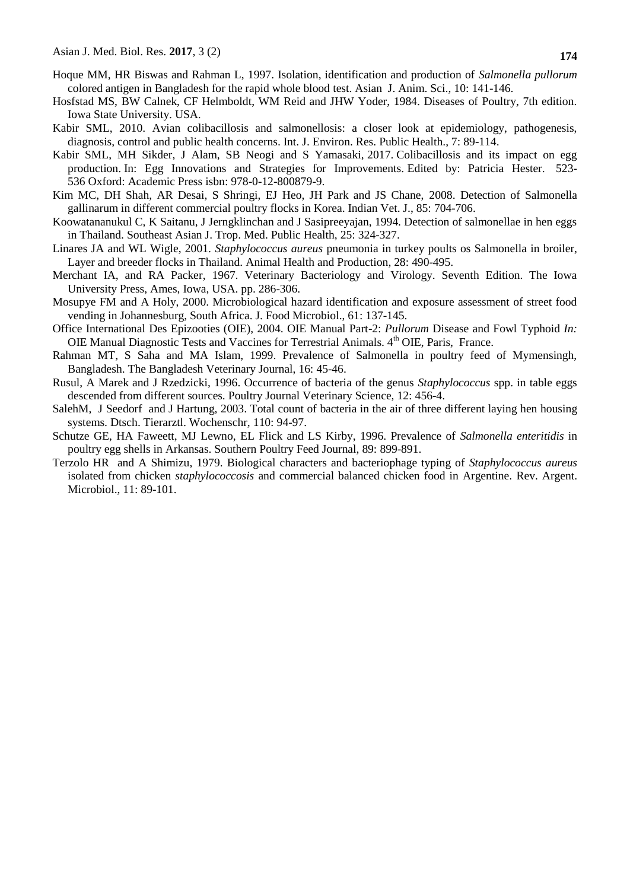Hoque MM, HR Biswas and Rahman L, 1997. Isolation, identification and production of *Salmonella pullorum* colored antigen in Bangladesh for the rapid whole blood test. Asian J. Anim. Sci., 10: 141-146.

Hosfstad MS, BW Calnek, CF Helmboldt, WM Reid and JHW Yoder, 1984. Diseases of Poultry, 7th edition. Iowa State University. USA.

Kabir SML, 2010. Avian colibacillosis and salmonellosis: a closer look at epidemiology, pathogenesis, diagnosis, control and public health concerns. Int. J. Environ. Res. Public Health., 7: 89-114.

Kabir SML, MH Sikder, J Alam, SB Neogi and S Yamasaki, 2017. Colibacillosis and its impact on egg production. In: Egg Innovations and Strategies for Improvements. Edited by: Patricia Hester. 523-536 Oxford: Academic Press isbn: 978-0-12-800879-9.

Kim MC, DH Shah, AR Desai, S Shringi, EJ Heo, JH Park and JS Chane, 2008. Detection of Salmonella gallinarum in different commercial poultry flocks in Korea. Indian Vet. J., 85: 704-706.

Koowatananukul C, K Saitanu, J Jerngklinchan and J Sasipreeyajan, 1994. Detection of salmonellae in hen eggs in Thailand. Southeast Asian J. Trop. Med. Public Health, 25: 324-327.

Linares JA and WL Wigle, 2001. *Staphylococcus aureus* pneumonia in turkey poults os Salmonella in broiler, Layer and breeder flocks in Thailand. Animal Health and Production, 28: 490-495.

Merchant IA, and RA Packer, 1967. Veterinary Bacteriology and Virology. Seventh Edition. The Iowa University Press, Ames, Iowa, USA. pp. 286-306.

Mosupye FM and A Holy, 2000. Microbiological hazard identification and exposure assessment of street food vending in Johannesburg, South Africa. J. Food Microbiol., 61: 137-145.

Office International Des Epizooties (OIE), 2004. OIE Manual Part-2: *Pullorum* Disease and Fowl Typhoid *In:* OIE Manual Diagnostic Tests and Vaccines for Terrestrial Animals. 4th OIE, Paris, France.

Rahman MT, S Saha and MA Islam, 1999. Prevalence of Salmonella in poultry feed of Mymensingh, Bangladesh. The Bangladesh Veterinary Journal, 16: 45-46.

Rusul, A Marek and J Rzedzicki, 1996. Occurrence of bacteria of the genus *Staphylococcus* spp. in table eggs descended from different sources. Poultry Journal Veterinary Science, 12: 456-4.

SalehM, J Seedorf and J Hartung, 2003. Total count of bacteria in the air of three different laying hen housing systems. Dtsch. Tierarztl. Wochenschr, 110: 94-97.

Schutze GE, HA Faweett, MJ Lewno, EL Flick and LS Kirby, 1996. Prevalence of *Salmonella enteritidis* in poultry egg shells in Arkansas. Southern Poultry Feed Journal, 89: 899-891.

Terzolo HR and A Shimizu, 1979. Biological characters and bacteriophage typing of *Staphylococcus aureus* isolated from chicken *staphylococcosis* and commercial balanced chicken food in Argentine. Rev. Argent. Microbiol., 11: 89-101.